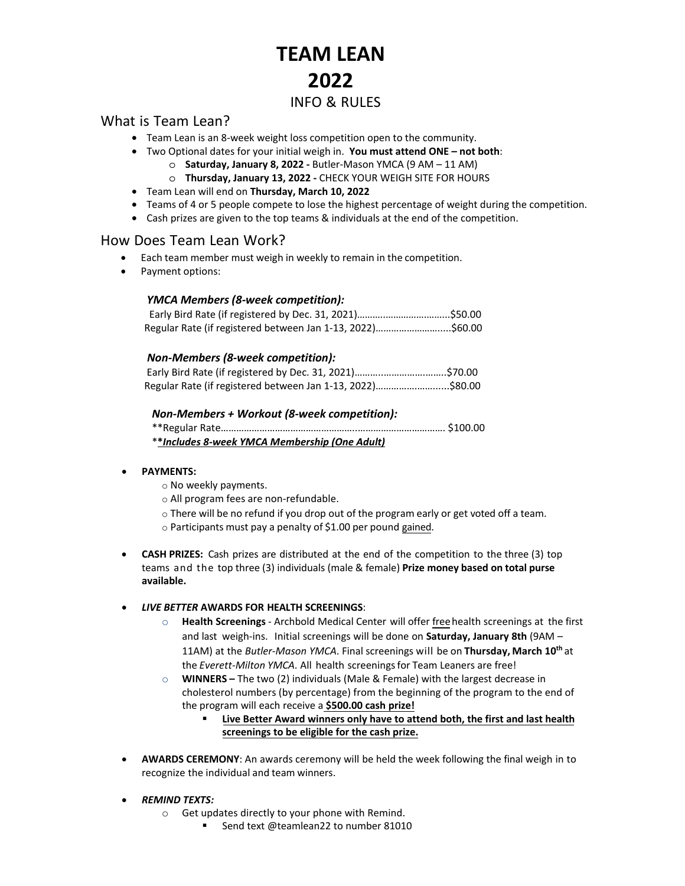# TEAM LEAN
# 2022
## INFO & RULES

## What is Team Lean?

- Team Lean is an 8-week weight loss competition open to the community.
- Two Optional dates for your initial weigh in. **You must attend ONE – not both**:
  - **Saturday, January 8, 2022 -** Butler-Mason YMCA (9 AM – 11 AM)
  - **Thursday, January 13, 2022 -** CHECK YOUR WEIGH SITE FOR HOURS
- Team Lean will end on **Thursday, March 10, 2022**
- Teams of 4 or 5 people compete to lose the highest percentage of weight during the competition.
- Cash prizes are given to the top teams & individuals at the end of the competition.

## How Does Team Lean Work?

- Each team member must weigh in weekly to remain in the competition.
- Payment options:

  ***YMCA Members (8-week competition):***
  Early Bird Rate (if registered by Dec. 31, 2021)…………………………….....$50.00
  Regular Rate (if registered between Jan 1-13, 2022)………………………......$60.00

  ***Non-Members (8-week competition):***
  Early Bird Rate (if registered by Dec. 31, 2021)……………………………..$70.00
  Regular Rate (if registered between Jan 1-13, 2022)……………………….....$80.00

  ***Non-Members + Workout (8-week competition):***
  **Regular Rate………………………………………………………………………. $100.00
  ***<u>*Includes 8-week YMCA Membership (One Adult)</u>***

- **PAYMENTS:**
  - No weekly payments.
  - All program fees are non-refundable.
  - There will be no refund if you drop out of the program early or get voted off a team.
  - Participants must pay a penalty of $1.00 per pound <u>gained</u>.

- **CASH PRIZES:** Cash prizes are distributed at the end of the competition to the three (3) top teams and the top three (3) individuals (male & female) **Prize money based on total purse available.**

- ***LIVE BETTER*** **AWARDS FOR HEALTH SCREENINGS**:
  - **Health Screenings** - Archbold Medical Center will offer <u>free</u> health screenings at the first and last weigh-ins. Initial screenings will be done on **Saturday, January 8th** (9AM – 11AM) at the *Butler-Mason YMCA*. Final screenings will be on **Thursday, March 10th** at the *Everett-Milton YMCA*. All health screenings for Team Leaners are free!
  - **WINNERS –** The two (2) individuals (Male & Female) with the largest decrease in cholesterol numbers (by percentage) from the beginning of the program to the end of the program will each receive a **<u>$500.00 cash prize!</u>**
    - **<u>Live Better Award winners only have to attend both, the first and last health screenings to be eligible for the cash prize.</u>**

- **AWARDS CEREMONY**: An awards ceremony will be held the week following the final weigh in to recognize the individual and team winners.

- ***REMIND TEXTS:***
  - Get updates directly to your phone with Remind.
    - Send text @teamlean22 to number 81010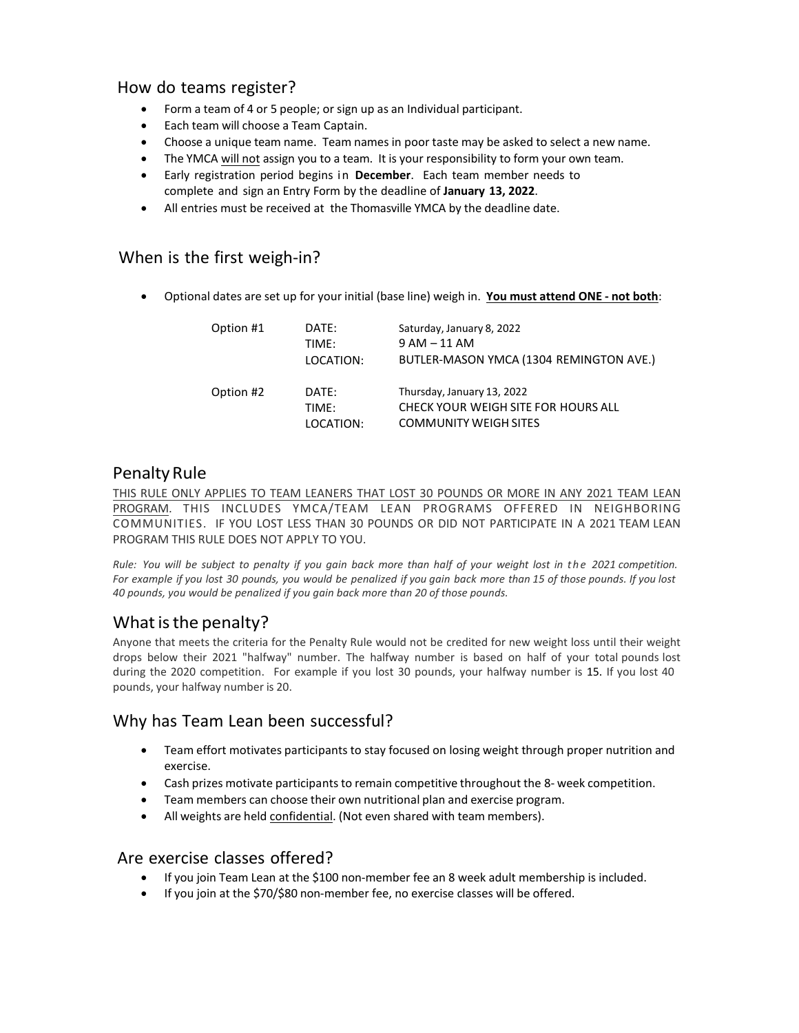## How do teams register?

- Form a team of 4 or 5 people; or sign up as an Individual participant.
- Each team will choose a Team Captain.
- Choose a unique team name. Team names in poor taste may be asked to select a new name.
- The YMCA <u>will not</u> assign you to a team. It is your responsibility to form your own team.
- Early registration period begins in **December**. Each team member needs to complete and sign an Entry Form by the deadline of **January 13, 2022**.
- All entries must be received at the Thomasville YMCA by the deadline date.

## When is the first weigh-in?

- Optional dates are set up for your initial (base line) weigh in. **<u>You must attend ONE - not both</u>**:

| | | |
|---|---|---|
| Option #1 | DATE: | Saturday, January 8, 2022 |
| | TIME: | 9 AM – 11 AM |
| | LOCATION: | BUTLER-MASON YMCA (1304 REMINGTON AVE.) |
| Option #2 | DATE: | Thursday, January 13, 2022 |
| | TIME: | CHECK YOUR WEIGH SITE FOR HOURS ALL |
| | LOCATION: | COMMUNITY WEIGH SITES |

## Penalty Rule

<u>THIS RULE ONLY APPLIES TO TEAM LEANERS THAT LOST 30 POUNDS OR MORE IN ANY 2021 TEAM LEAN PROGRAM</u>. THIS INCLUDES YMCA/TEAM LEAN PROGRAMS OFFERED IN NEIGHBORING COMMUNITIES. IF YOU LOST LESS THAN 30 POUNDS OR DID NOT PARTICIPATE IN A 2021 TEAM LEAN PROGRAM THIS RULE DOES NOT APPLY TO YOU.

*Rule: You will be subject to penalty if you gain back more than half of your weight lost in the 2021 competition. For example if you lost 30 pounds, you would be penalized if you gain back more than 15 of those pounds. If you lost 40 pounds, you would be penalized if you gain back more than 20 of those pounds.*

## What is the penalty?

Anyone that meets the criteria for the Penalty Rule would not be credited for new weight loss until their weight drops below their 2021 "halfway" number. The halfway number is based on half of your total pounds lost during the 2020 competition. For example if you lost 30 pounds, your halfway number is 15. If you lost 40 pounds, your halfway number is 20.

## Why has Team Lean been successful?

- Team effort motivates participants to stay focused on losing weight through proper nutrition and exercise.
- Cash prizes motivate participants to remain competitive throughout the 8- week competition.
- Team members can choose their own nutritional plan and exercise program.
- All weights are held <u>confidential</u>. (Not even shared with team members).

## Are exercise classes offered?

- If you join Team Lean at the $100 non-member fee an 8 week adult membership is included.
- If you join at the $70/$80 non-member fee, no exercise classes will be offered.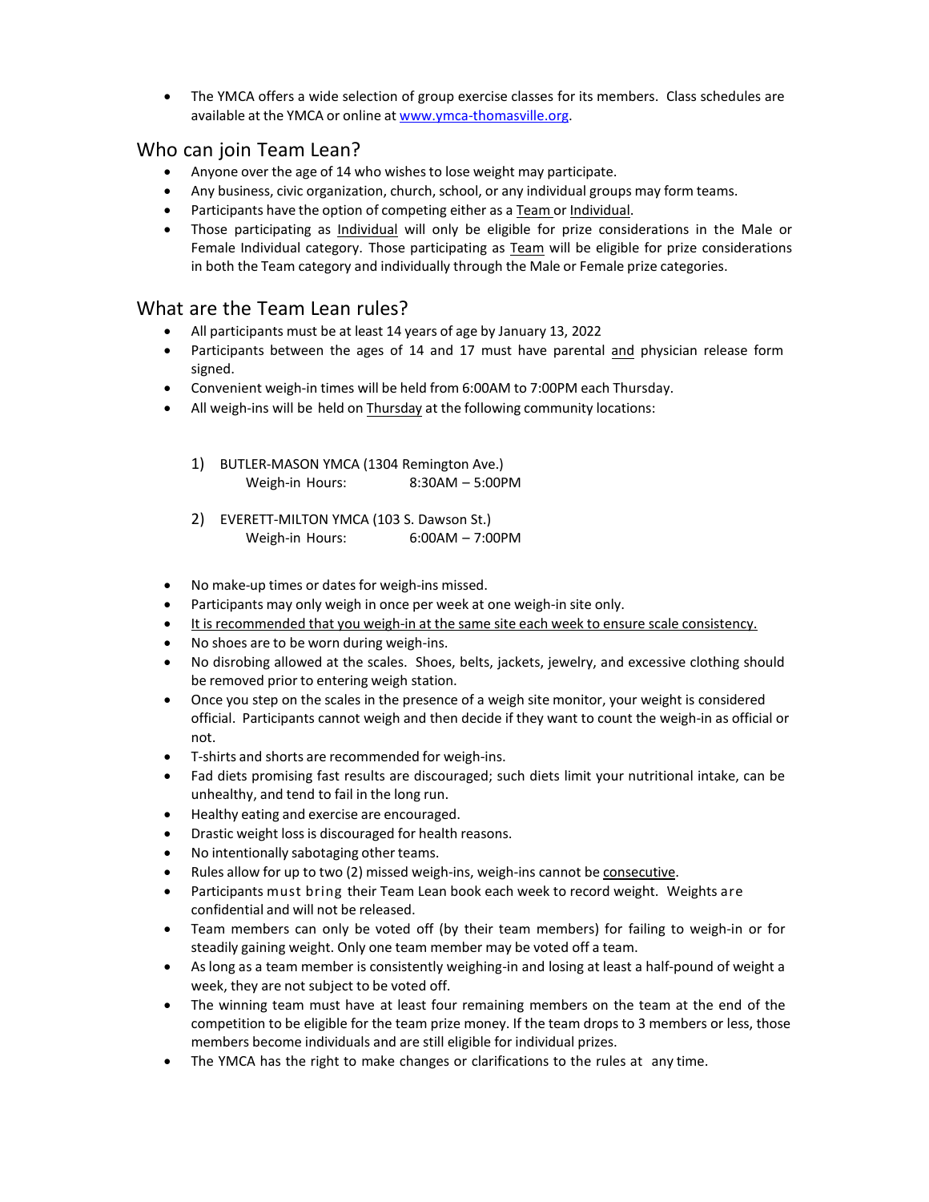- The YMCA offers a wide selection of group exercise classes for its members. Class schedules are available at the YMCA or online at [www.ymca-thomasville.org](http://www.ymca-thomasville.org).

## Who can join Team Lean?

- Anyone over the age of 14 who wishes to lose weight may participate.
- Any business, civic organization, church, school, or any individual groups may form teams.
- Participants have the option of competing either as a Team or Individual.
- Those participating as Individual will only be eligible for prize considerations in the Male or Female Individual category. Those participating as Team will be eligible for prize considerations in both the Team category and individually through the Male or Female prize categories.

## What are the Team Lean rules?

- All participants must be at least 14 years of age by January 13, 2022
- Participants between the ages of 14 and 17 must have parental and physician release form signed.
- Convenient weigh-in times will be held from 6:00AM to 7:00PM each Thursday.
- All weigh-ins will be held on Thursday at the following community locations:

  1) BUTLER-MASON YMCA (1304 Remington Ave.)
     Weigh-in Hours: 8:30AM – 5:00PM

  2) EVERETT-MILTON YMCA (103 S. Dawson St.)
     Weigh-in Hours: 6:00AM – 7:00PM

- No make-up times or dates for weigh-ins missed.
- Participants may only weigh in once per week at one weigh-in site only.
- It is recommended that you weigh-in at the same site each week to ensure scale consistency.
- No shoes are to be worn during weigh-ins.
- No disrobing allowed at the scales. Shoes, belts, jackets, jewelry, and excessive clothing should be removed prior to entering weigh station.
- Once you step on the scales in the presence of a weigh site monitor, your weight is considered official. Participants cannot weigh and then decide if they want to count the weigh-in as official or not.
- T-shirts and shorts are recommended for weigh-ins.
- Fad diets promising fast results are discouraged; such diets limit your nutritional intake, can be unhealthy, and tend to fail in the long run.
- Healthy eating and exercise are encouraged.
- Drastic weight loss is discouraged for health reasons.
- No intentionally sabotaging other teams.
- Rules allow for up to two (2) missed weigh-ins, weigh-ins cannot be consecutive.
- Participants must bring their Team Lean book each week to record weight. Weights are confidential and will not be released.
- Team members can only be voted off (by their team members) for failing to weigh-in or for steadily gaining weight. Only one team member may be voted off a team.
- As long as a team member is consistently weighing-in and losing at least a half-pound of weight a week, they are not subject to be voted off.
- The winning team must have at least four remaining members on the team at the end of the competition to be eligible for the team prize money. If the team drops to 3 members or less, those members become individuals and are still eligible for individual prizes.
- The YMCA has the right to make changes or clarifications to the rules at any time.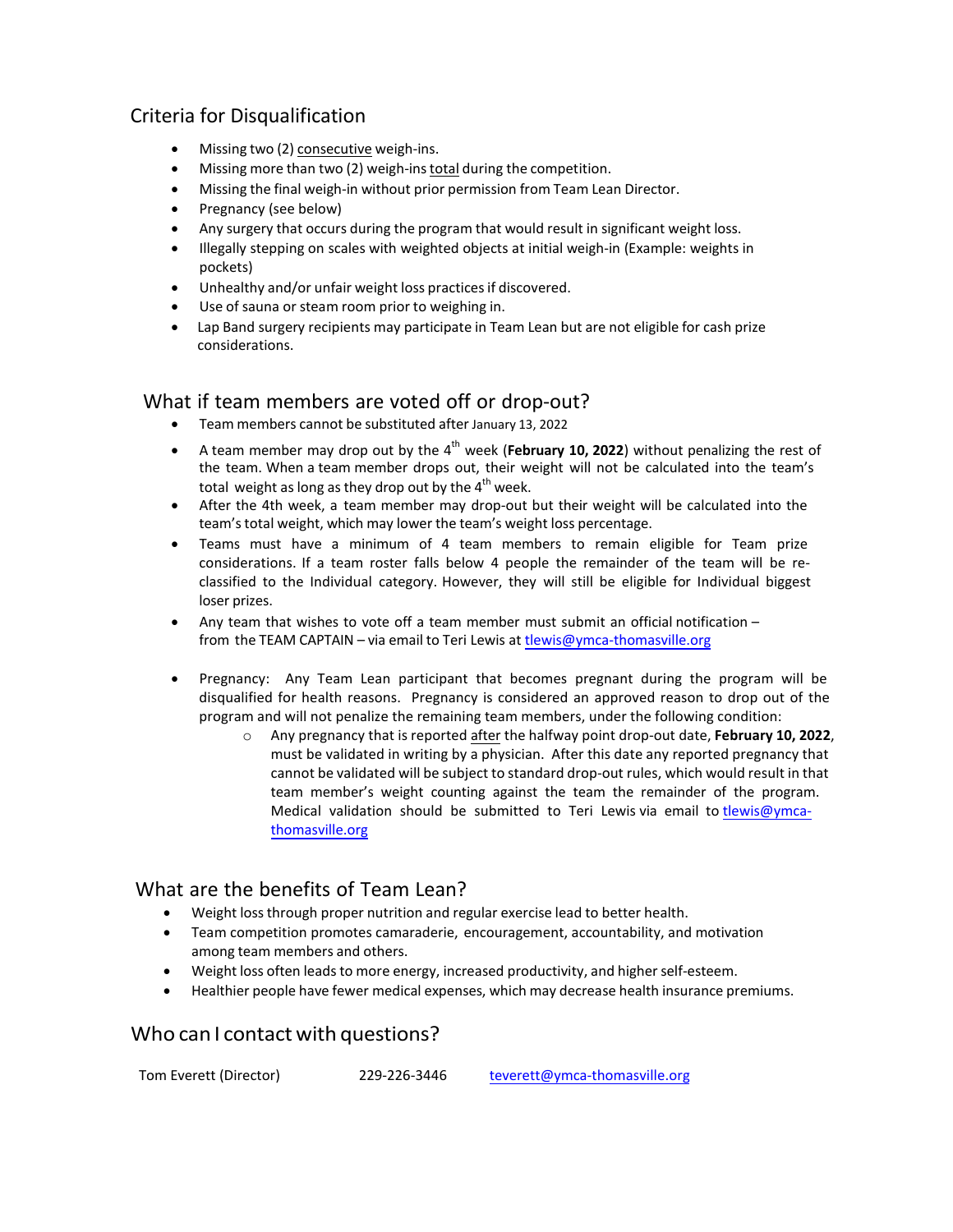## Criteria for Disqualification

- Missing two (2) consecutive weigh-ins.
- Missing more than two (2) weigh-ins total during the competition.
- Missing the final weigh-in without prior permission from Team Lean Director.
- Pregnancy (see below)
- Any surgery that occurs during the program that would result in significant weight loss.
- Illegally stepping on scales with weighted objects at initial weigh-in (Example: weights in pockets)
- Unhealthy and/or unfair weight loss practices if discovered.
- Use of sauna or steam room prior to weighing in.
- Lap Band surgery recipients may participate in Team Lean but are not eligible for cash prize considerations.

## What if team members are voted off or drop-out?

- Team members cannot be substituted after January 13, 2022
- A team member may drop out by the 4th week (**February 10, 2022**) without penalizing the rest of the team. When a team member drops out, their weight will not be calculated into the team's total weight as long as they drop out by the 4th week.
- After the 4th week, a team member may drop-out but their weight will be calculated into the team's total weight, which may lower the team's weight loss percentage.
- Teams must have a minimum of 4 team members to remain eligible for Team prize considerations. If a team roster falls below 4 people the remainder of the team will be re-classified to the Individual category. However, they will still be eligible for Individual biggest loser prizes.
- Any team that wishes to vote off a team member must submit an official notification – from the TEAM CAPTAIN – via email to Teri Lewis at tlewis@ymca-thomasville.org
- Pregnancy: Any Team Lean participant that becomes pregnant during the program will be disqualified for health reasons. Pregnancy is considered an approved reason to drop out of the program and will not penalize the remaining team members, under the following condition:
  - Any pregnancy that is reported after the halfway point drop-out date, **February 10, 2022**, must be validated in writing by a physician. After this date any reported pregnancy that cannot be validated will be subject to standard drop-out rules, which would result in that team member's weight counting against the team the remainder of the program. Medical validation should be submitted to Teri Lewis via email to tlewis@ymca-thomasville.org

## What are the benefits of Team Lean?

- Weight loss through proper nutrition and regular exercise lead to better health.
- Team competition promotes camaraderie, encouragement, accountability, and motivation among team members and others.
- Weight loss often leads to more energy, increased productivity, and higher self-esteem.
- Healthier people have fewer medical expenses, which may decrease health insurance premiums.

## Who can I contact with questions?

Tom Everett (Director) 229-226-3446 teverett@ymca-thomasville.org